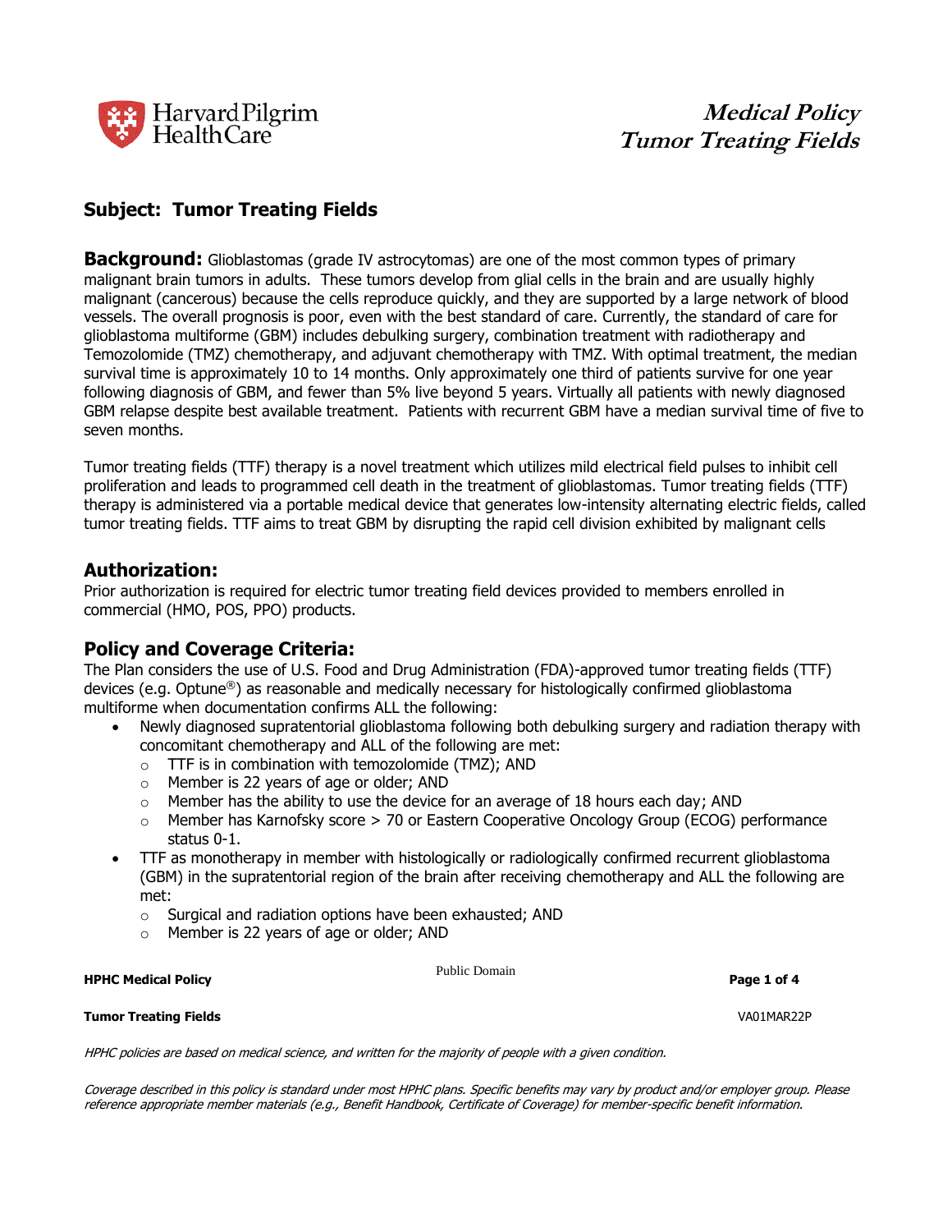# Medical Policy
# Tumor Treating Fields

## Subject: Tumor Treating Fields

**Background:** Glioblastomas (grade IV astrocytomas) are one of the most common types of primary malignant brain tumors in adults. These tumors develop from glial cells in the brain and are usually highly malignant (cancerous) because the cells reproduce quickly, and they are supported by a large network of blood vessels. The overall prognosis is poor, even with the best standard of care. Currently, the standard of care for glioblastoma multiforme (GBM) includes debulking surgery, combination treatment with radiotherapy and Temozolomide (TMZ) chemotherapy, and adjuvant chemotherapy with TMZ. With optimal treatment, the median survival time is approximately 10 to 14 months. Only approximately one third of patients survive for one year following diagnosis of GBM, and fewer than 5% live beyond 5 years. Virtually all patients with newly diagnosed GBM relapse despite best available treatment. Patients with recurrent GBM have a median survival time of five to seven months.

Tumor treating fields (TTF) therapy is a novel treatment which utilizes mild electrical field pulses to inhibit cell proliferation and leads to programmed cell death in the treatment of glioblastomas. Tumor treating fields (TTF) therapy is administered via a portable medical device that generates low-intensity alternating electric fields, called tumor treating fields. TTF aims to treat GBM by disrupting the rapid cell division exhibited by malignant cells

## Authorization:

Prior authorization is required for electric tumor treating field devices provided to members enrolled in commercial (HMO, POS, PPO) products.

## Policy and Coverage Criteria:

The Plan considers the use of U.S. Food and Drug Administration (FDA)-approved tumor treating fields (TTF) devices (e.g. Optune®) as reasonable and medically necessary for histologically confirmed glioblastoma multiforme when documentation confirms ALL the following:

- Newly diagnosed supratentorial glioblastoma following both debulking surgery and radiation therapy with concomitant chemotherapy and ALL of the following are met:
  - TTF is in combination with temozolomide (TMZ); AND
  - Member is 22 years of age or older; AND
  - Member has the ability to use the device for an average of 18 hours each day; AND
  - Member has Karnofsky score > 70 or Eastern Cooperative Oncology Group (ECOG) performance status 0-1.
- TTF as monotherapy in member with histologically or radiologically confirmed recurrent glioblastoma (GBM) in the supratentorial region of the brain after receiving chemotherapy and ALL the following are met:
  - Surgical and radiation options have been exhausted; AND
  - Member is 22 years of age or older; AND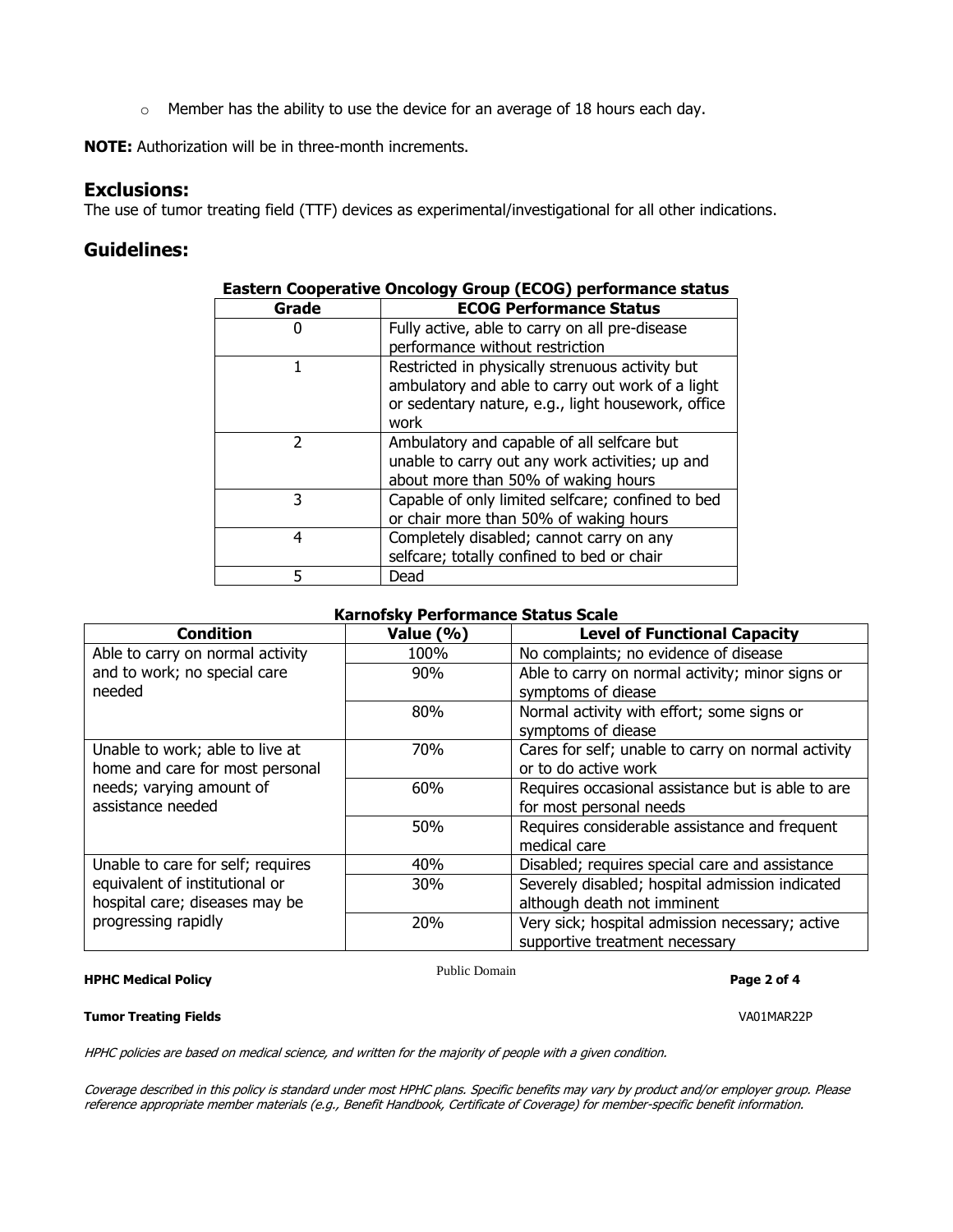- Member has the ability to use the device for an average of 18 hours each day.

**NOTE:** Authorization will be in three-month increments.

## Exclusions:

The use of tumor treating field (TTF) devices as experimental/investigational for all other indications.

## Guidelines:

**Eastern Cooperative Oncology Group (ECOG) performance status**

| Grade | ECOG Performance Status |
|---|---|
| 0 | Fully active, able to carry on all pre-disease performance without restriction |
| 1 | Restricted in physically strenuous activity but ambulatory and able to carry out work of a light or sedentary nature, e.g., light housework, office work |
| 2 | Ambulatory and capable of all selfcare but unable to carry out any work activities; up and about more than 50% of waking hours |
| 3 | Capable of only limited selfcare; confined to bed or chair more than 50% of waking hours |
| 4 | Completely disabled; cannot carry on any selfcare; totally confined to bed or chair |
| 5 | Dead |

**Karnofsky Performance Status Scale**

| Condition | Value (%) | Level of Functional Capacity |
|---|---|---|
| Able to carry on normal activity and to work; no special care needed | 100% | No complaints; no evidence of disease |
| | 90% | Able to carry on normal activity; minor signs or symptoms of diease |
| | 80% | Normal activity with effort; some signs or symptoms of diease |
| Unable to work; able to live at home and care for most personal needs; varying amount of assistance needed | 70% | Cares for self; unable to carry on normal activity or to do active work |
| | 60% | Requires occasional assistance but is able to are for most personal needs |
| | 50% | Requires considerable assistance and frequent medical care |
| Unable to care for self; requires equivalent of institutional or hospital care; diseases may be progressing rapidly | 40% | Disabled; requires special care and assistance |
| | 30% | Severely disabled; hospital admission indicated although death not imminent |
| | 20% | Very sick; hospital admission necessary; active supportive treatment necessary |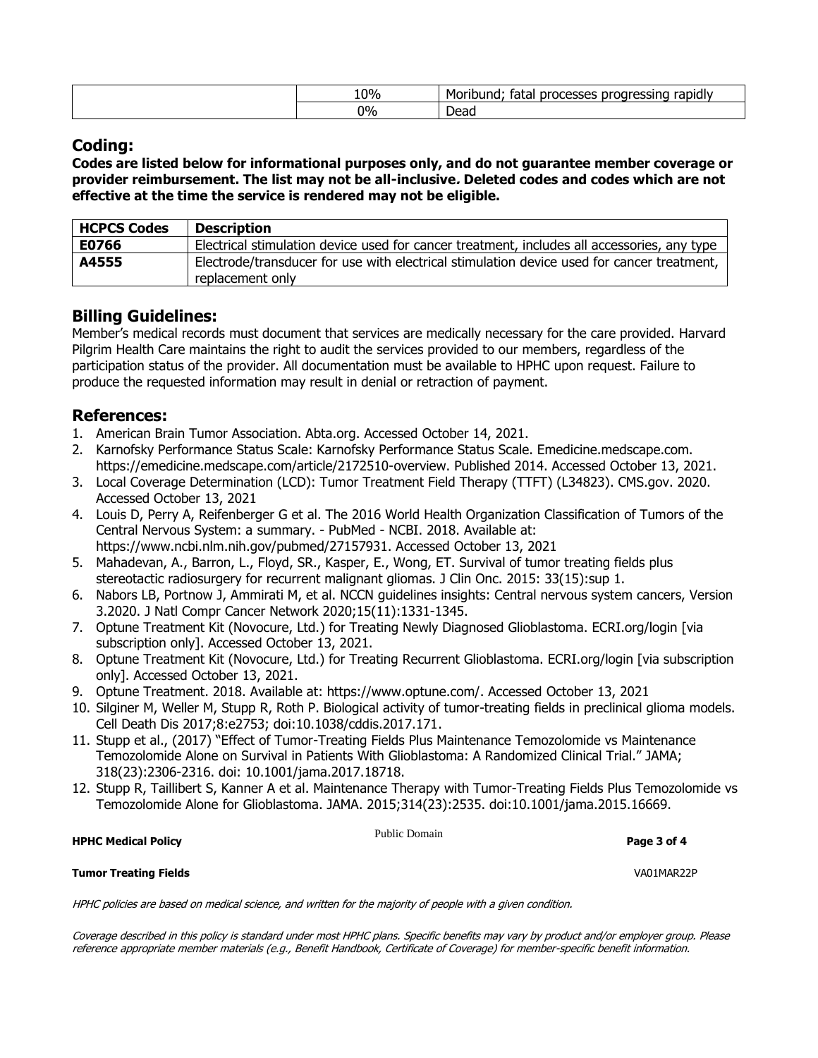| | 10% | Moribund; fatal processes progressing rapidly |
|---|---|---|
| | 0% | Dead |

## Coding:

**Codes are listed below for informational purposes only, and do not guarantee member coverage or provider reimbursement. The list may not be all-inclusive. Deleted codes and codes which are not effective at the time the service is rendered may not be eligible.**

| HCPCS Codes | Description |
|---|---|
| **E0766** | Electrical stimulation device used for cancer treatment, includes all accessories, any type |
| **A4555** | Electrode/transducer for use with electrical stimulation device used for cancer treatment, replacement only |

## Billing Guidelines:

Member's medical records must document that services are medically necessary for the care provided. Harvard Pilgrim Health Care maintains the right to audit the services provided to our members, regardless of the participation status of the provider. All documentation must be available to HPHC upon request. Failure to produce the requested information may result in denial or retraction of payment.

## References:

1. American Brain Tumor Association. Abta.org. Accessed October 14, 2021.
2. Karnofsky Performance Status Scale: Karnofsky Performance Status Scale. Emedicine.medscape.com. https://emedicine.medscape.com/article/2172510-overview. Published 2014. Accessed October 13, 2021.
3. Local Coverage Determination (LCD): Tumor Treatment Field Therapy (TTFT) (L34823). CMS.gov. 2020. Accessed October 13, 2021
4. Louis D, Perry A, Reifenberger G et al. The 2016 World Health Organization Classification of Tumors of the Central Nervous System: a summary. - PubMed - NCBI. 2018. Available at: https://www.ncbi.nlm.nih.gov/pubmed/27157931. Accessed October 13, 2021
5. Mahadevan, A., Barron, L., Floyd, SR., Kasper, E., Wong, ET. Survival of tumor treating fields plus stereotactic radiosurgery for recurrent malignant gliomas. J Clin Onc. 2015: 33(15):sup 1.
6. Nabors LB, Portnow J, Ammirati M, et al. NCCN guidelines insights: Central nervous system cancers, Version 3.2020. J Natl Compr Cancer Network 2020;15(11):1331-1345.
7. Optune Treatment Kit (Novocure, Ltd.) for Treating Newly Diagnosed Glioblastoma. ECRI.org/login [via subscription only]. Accessed October 13, 2021.
8. Optune Treatment Kit (Novocure, Ltd.) for Treating Recurrent Glioblastoma. ECRI.org/login [via subscription only]. Accessed October 13, 2021.
9. Optune Treatment. 2018. Available at: https://www.optune.com/. Accessed October 13, 2021
10. Silginer M, Weller M, Stupp R, Roth P. Biological activity of tumor-treating fields in preclinical glioma models. Cell Death Dis 2017;8:e2753; doi:10.1038/cddis.2017.171.
11. Stupp et al., (2017) "Effect of Tumor-Treating Fields Plus Maintenance Temozolomide vs Maintenance Temozolomide Alone on Survival in Patients With Glioblastoma: A Randomized Clinical Trial." JAMA; 318(23):2306-2316. doi: 10.1001/jama.2017.18718.
12. Stupp R, Taillibert S, Kanner A et al. Maintenance Therapy with Tumor-Treating Fields Plus Temozolomide vs Temozolomide Alone for Glioblastoma. JAMA. 2015;314(23):2535. doi:10.1001/jama.2015.16669.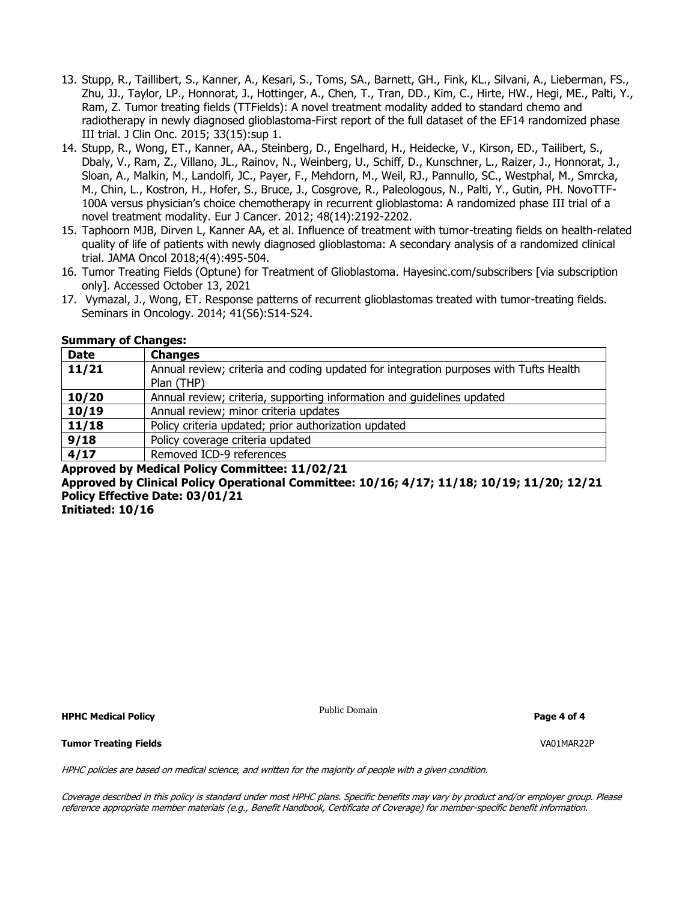13. Stupp, R., Taillibert, S., Kanner, A., Kesari, S., Toms, SA., Barnett, GH., Fink, KL., Silvani, A., Lieberman, FS., Zhu, JJ., Taylor, LP., Honnorat, J., Hottinger, A., Chen, T., Tran, DD., Kim, C., Hirte, HW., Hegi, ME., Palti, Y., Ram, Z. Tumor treating fields (TTFields): A novel treatment modality added to standard chemo and radiotherapy in newly diagnosed glioblastoma-First report of the full dataset of the EF14 randomized phase III trial. J Clin Onc. 2015; 33(15):sup 1.
14. Stupp, R., Wong, ET., Kanner, AA., Steinberg, D., Engelhard, H., Heidecke, V., Kirson, ED., Tailibert, S., Dbaly, V., Ram, Z., Villano, JL., Rainov, N., Weinberg, U., Schiff, D., Kunschner, L., Raizer, J., Honnorat, J., Sloan, A., Malkin, M., Landolfi, JC., Payer, F., Mehdorn, M., Weil, RJ., Pannullo, SC., Westphal, M., Smrcka, M., Chin, L., Kostron, H., Hofer, S., Bruce, J., Cosgrove, R., Paleologous, N., Palti, Y., Gutin, PH. NovoTTF-100A versus physician's choice chemotherapy in recurrent glioblastoma: A randomized phase III trial of a novel treatment modality. Eur J Cancer. 2012; 48(14):2192-2202.
15. Taphoorn MJB, Dirven L, Kanner AA, et al. Influence of treatment with tumor-treating fields on health-related quality of life of patients with newly diagnosed glioblastoma: A secondary analysis of a randomized clinical trial. JAMA Oncol 2018;4(4):495-504.
16. Tumor Treating Fields (Optune) for Treatment of Glioblastoma. Hayesinc.com/subscribers [via subscription only]. Accessed October 13, 2021
17. Vymazal, J., Wong, ET. Response patterns of recurrent glioblastomas treated with tumor-treating fields. Seminars in Oncology. 2014; 41(S6):S14-S24.

**Summary of Changes:**

| Date | Changes |
|---|---|
| **11/21** | Annual review; criteria and coding updated for integration purposes with Tufts Health Plan (THP) |
| **10/20** | Annual review; criteria, supporting information and guidelines updated |
| **10/19** | Annual review; minor criteria updates |
| **11/18** | Policy criteria updated; prior authorization updated |
| **9/18** | Policy coverage criteria updated |
| **4/17** | Removed ICD-9 references |

**Approved by Medical Policy Committee: 11/02/21**
**Approved by Clinical Policy Operational Committee: 10/16; 4/17; 11/18; 10/19; 11/20; 12/21**
**Policy Effective Date: 03/01/21**
**Initiated: 10/16**

*HPHC policies are based on medical science, and written for the majority of people with a given condition.*

*Coverage described in this policy is standard under most HPHC plans. Specific benefits may vary by product and/or employer group. Please reference appropriate member materials (e.g., Benefit Handbook, Certificate of Coverage) for member-specific benefit information.*